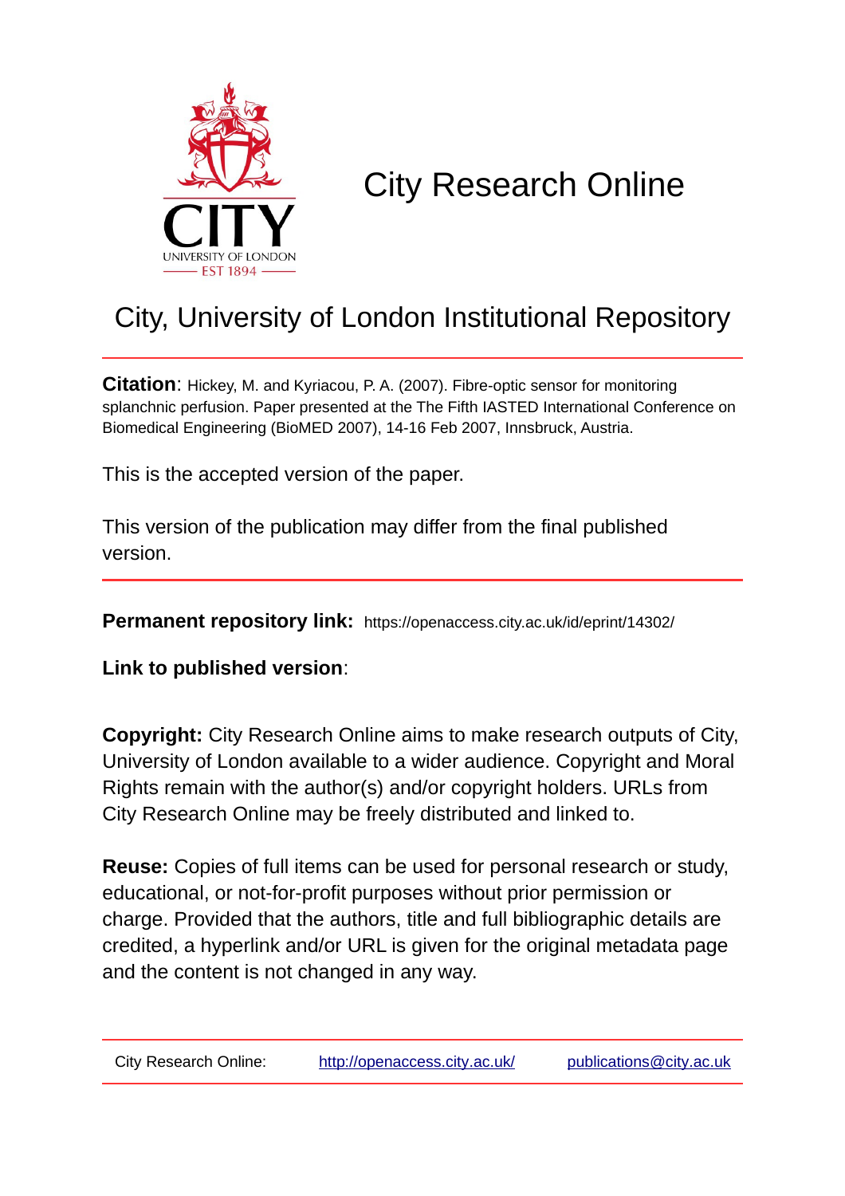# City Research Online

## City, University of London Institutional Repository

**Citation**: Hickey, M. and Kyriacou, P. A. (2007). Fibre-optic sensor for monitoring splanchnic perfusion. Paper presented at the The Fifth IASTED International Conference on Biomedical Engineering (BioMED 2007), 14-16 Feb 2007, Innsbruck, Austria.

This is the accepted version of the paper.

This version of the publication may differ from the final published version.

**Permanent repository link:** https://openaccess.city.ac.uk/id/eprint/14302/

**Link to published version**:

**Copyright:** City Research Online aims to make research outputs of City, University of London available to a wider audience. Copyright and Moral Rights remain with the author(s) and/or copyright holders. URLs from City Research Online may be freely distributed and linked to.

**Reuse:** Copies of full items can be used for personal research or study, educational, or not-for-profit purposes without prior permission or charge. Provided that the authors, title and full bibliographic details are credited, a hyperlink and/or URL is given for the original metadata page and the content is not changed in any way.

City Research Online: http://openaccess.city.ac.uk/ publications@city.ac.uk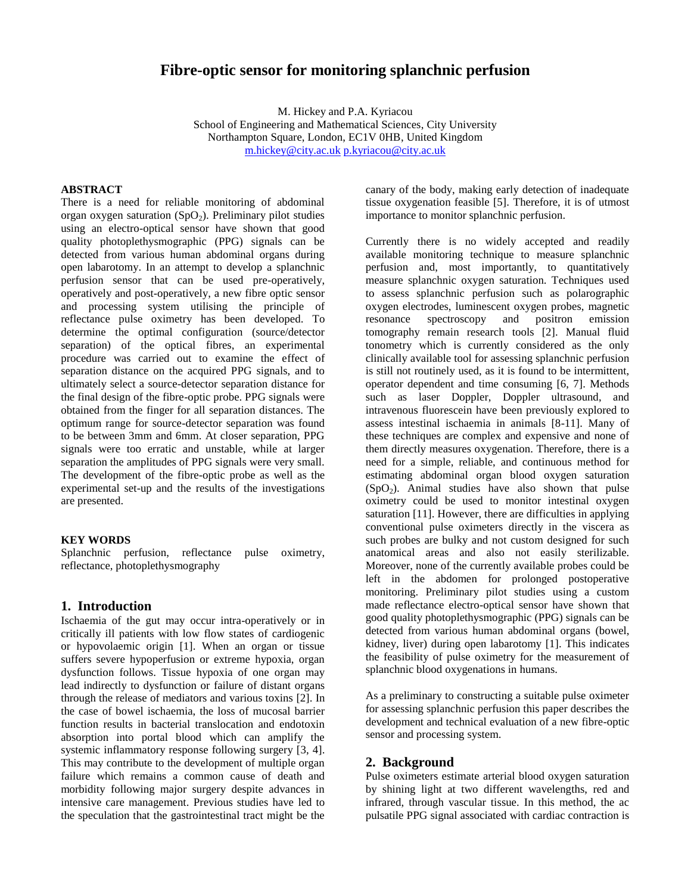# Fibre-optic sensor for monitoring splanchnic perfusion

M. Hickey and P.A. Kyriacou
School of Engineering and Mathematical Sciences, City University
Northampton Square, London, EC1V 0HB, United Kingdom
m.hickey@city.ac.uk p.kyriacou@city.ac.uk

#### ABSTRACT

There is a need for reliable monitoring of abdominal organ oxygen saturation ($SpO_2$). Preliminary pilot studies using an electro-optical sensor have shown that good quality photoplethysmographic (PPG) signals can be detected from various human abdominal organs during open labarotomy. In an attempt to develop a splanchnic perfusion sensor that can be used pre-operatively, operatively and post-operatively, a new fibre optic sensor and processing system utilising the principle of reflectance pulse oximetry has been developed. To determine the optimal configuration (source/detector separation) of the optical fibres, an experimental procedure was carried out to examine the effect of separation distance on the acquired PPG signals, and to ultimately select a source-detector separation distance for the final design of the fibre-optic probe. PPG signals were obtained from the finger for all separation distances. The optimum range for source-detector separation was found to be between 3mm and 6mm. At closer separation, PPG signals were too erratic and unstable, while at larger separation the amplitudes of PPG signals were very small. The development of the fibre-optic probe as well as the experimental set-up and the results of the investigations are presented.

#### KEY WORDS

Splanchnic perfusion, reflectance pulse oximetry, reflectance, photoplethysmography

## 1. Introduction

Ischaemia of the gut may occur intra-operatively or in critically ill patients with low flow states of cardiogenic or hypovolaemic origin [1]. When an organ or tissue suffers severe hypoperfusion or extreme hypoxia, organ dysfunction follows. Tissue hypoxia of one organ may lead indirectly to dysfunction or failure of distant organs through the release of mediators and various toxins [2]. In the case of bowel ischaemia, the loss of mucosal barrier function results in bacterial translocation and endotoxin absorption into portal blood which can amplify the systemic inflammatory response following surgery [3, 4]. This may contribute to the development of multiple organ failure which remains a common cause of death and morbidity following major surgery despite advances in intensive care management. Previous studies have led to the speculation that the gastrointestinal tract might be the canary of the body, making early detection of inadequate tissue oxygenation feasible [5]. Therefore, it is of utmost importance to monitor splanchnic perfusion.

Currently there is no widely accepted and readily available monitoring technique to measure splanchnic perfusion and, most importantly, to quantitatively measure splanchnic oxygen saturation. Techniques used to assess splanchnic perfusion such as polarographic oxygen electrodes, luminescent oxygen probes, magnetic resonance spectroscopy and positron emission tomography remain research tools [2]. Manual fluid tonometry which is currently considered as the only clinically available tool for assessing splanchnic perfusion is still not routinely used, as it is found to be intermittent, operator dependent and time consuming [6, 7]. Methods such as laser Doppler, Doppler ultrasound, and intravenous fluorescein have been previously explored to assess intestinal ischaemia in animals [8-11]. Many of these techniques are complex and expensive and none of them directly measures oxygenation. Therefore, there is a need for a simple, reliable, and continuous method for estimating abdominal organ blood oxygen saturation ($SpO_2$). Animal studies have also shown that pulse oximetry could be used to monitor intestinal oxygen saturation [11]. However, there are difficulties in applying conventional pulse oximeters directly in the viscera as such probes are bulky and not custom designed for such anatomical areas and also not easily sterilizable. Moreover, none of the currently available probes could be left in the abdomen for prolonged postoperative monitoring. Preliminary pilot studies using a custom made reflectance electro-optical sensor have shown that good quality photoplethysmographic (PPG) signals can be detected from various human abdominal organs (bowel, kidney, liver) during open labarotomy [1]. This indicates the feasibility of pulse oximetry for the measurement of splanchnic blood oxygenations in humans.

As a preliminary to constructing a suitable pulse oximeter for assessing splanchnic perfusion this paper describes the development and technical evaluation of a new fibre-optic sensor and processing system.

## 2. Background

Pulse oximeters estimate arterial blood oxygen saturation by shining light at two different wavelengths, red and infrared, through vascular tissue. In this method, the ac pulsatile PPG signal associated with cardiac contraction is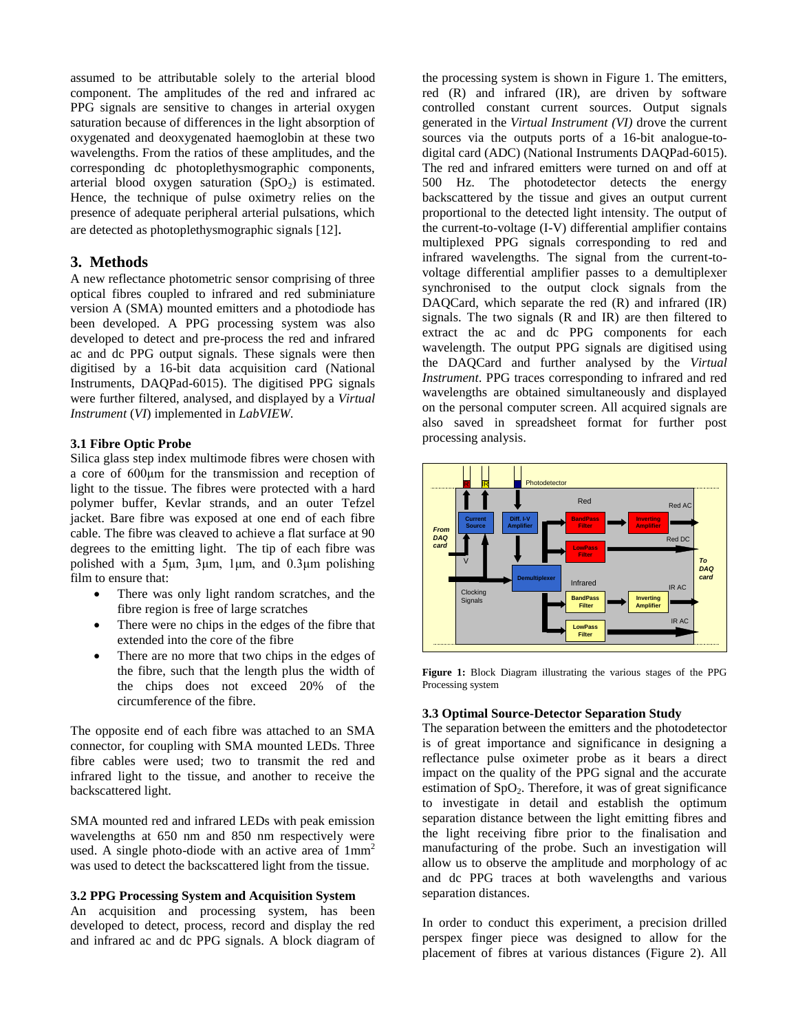assumed to be attributable solely to the arterial blood component. The amplitudes of the red and infrared ac PPG signals are sensitive to changes in arterial oxygen saturation because of differences in the light absorption of oxygenated and deoxygenated haemoglobin at these two wavelengths. From the ratios of these amplitudes, and the corresponding dc photoplethysmographic components, arterial blood oxygen saturation ($SpO_2$) is estimated. Hence, the technique of pulse oximetry relies on the presence of adequate peripheral arterial pulsations, which are detected as photoplethysmographic signals [12].

## 3. Methods

A new reflectance photometric sensor comprising of three optical fibres coupled to infrared and red subminiature version A (SMA) mounted emitters and a photodiode has been developed. A PPG processing system was also developed to detect and pre-process the red and infrared ac and dc PPG output signals. These signals were then digitised by a 16-bit data acquisition card (National Instruments, DAQPad-6015). The digitised PPG signals were further filtered, analysed, and displayed by a *Virtual Instrument* (*VI*) implemented in *LabVIEW*.

### 3.1 Fibre Optic Probe

Silica glass step index multimode fibres were chosen with a core of 600μm for the transmission and reception of light to the tissue. The fibres were protected with a hard polymer buffer, Kevlar strands, and an outer Tefzel jacket. Bare fibre was exposed at one end of each fibre cable. The fibre was cleaved to achieve a flat surface at 90 degrees to the emitting light. The tip of each fibre was polished with a 5μm, 3μm, 1μm, and 0.3μm polishing film to ensure that:

- There was only light random scratches, and the fibre region is free of large scratches
- There were no chips in the edges of the fibre that extended into the core of the fibre
- There are no more that two chips in the edges of the fibre, such that the length plus the width of the chips does not exceed 20% of the circumference of the fibre.

The opposite end of each fibre was attached to an SMA connector, for coupling with SMA mounted LEDs. Three fibre cables were used; two to transmit the red and infrared light to the tissue, and another to receive the backscattered light.

SMA mounted red and infrared LEDs with peak emission wavelengths at 650 nm and 850 nm respectively were used. A single photo-diode with an active area of $1mm^2$ was used to detect the backscattered light from the tissue.

### 3.2 PPG Processing System and Acquisition System

An acquisition and processing system, has been developed to detect, process, record and display the red and infrared ac and dc PPG signals. A block diagram of the processing system is shown in Figure 1. The emitters, red (R) and infrared (IR), are driven by software controlled constant current sources. Output signals generated in the *Virtual Instrument (VI)* drove the current sources via the outputs ports of a 16-bit analogue-to-digital card (ADC) (National Instruments DAQPad-6015). The red and infrared emitters were turned on and off at 500 Hz. The photodetector detects the energy backscattered by the tissue and gives an output current proportional to the detected light intensity. The output of the current-to-voltage (I-V) differential amplifier contains multiplexed PPG signals corresponding to red and infrared wavelengths. The signal from the current-to-voltage differential amplifier passes to a demultiplexer synchronised to the output clock signals from the DAQCard, which separate the red (R) and infrared (IR) signals. The two signals (R and IR) are then filtered to extract the ac and dc PPG components for each wavelength. The output PPG signals are digitised using the DAQCard and further analysed by the *Virtual Instrument*. PPG traces corresponding to infrared and red wavelengths are obtained simultaneously and displayed on the personal computer screen. All acquired signals are also saved in spreadsheet format for further post processing analysis.

**Figure 1:** Block Diagram illustrating the various stages of the PPG Processing system

### 3.3 Optimal Source-Detector Separation Study

The separation between the emitters and the photodetector is of great importance and significance in designing a reflectance pulse oximeter probe as it bears a direct impact on the quality of the PPG signal and the accurate estimation of $SpO_2$. Therefore, it was of great significance to investigate in detail and establish the optimum separation distance between the light emitting fibres and the light receiving fibre prior to the finalisation and manufacturing of the probe. Such an investigation will allow us to observe the amplitude and morphology of ac and dc PPG traces at both wavelengths and various separation distances.

In order to conduct this experiment, a precision drilled perspex finger piece was designed to allow for the placement of fibres at various distances (Figure 2). All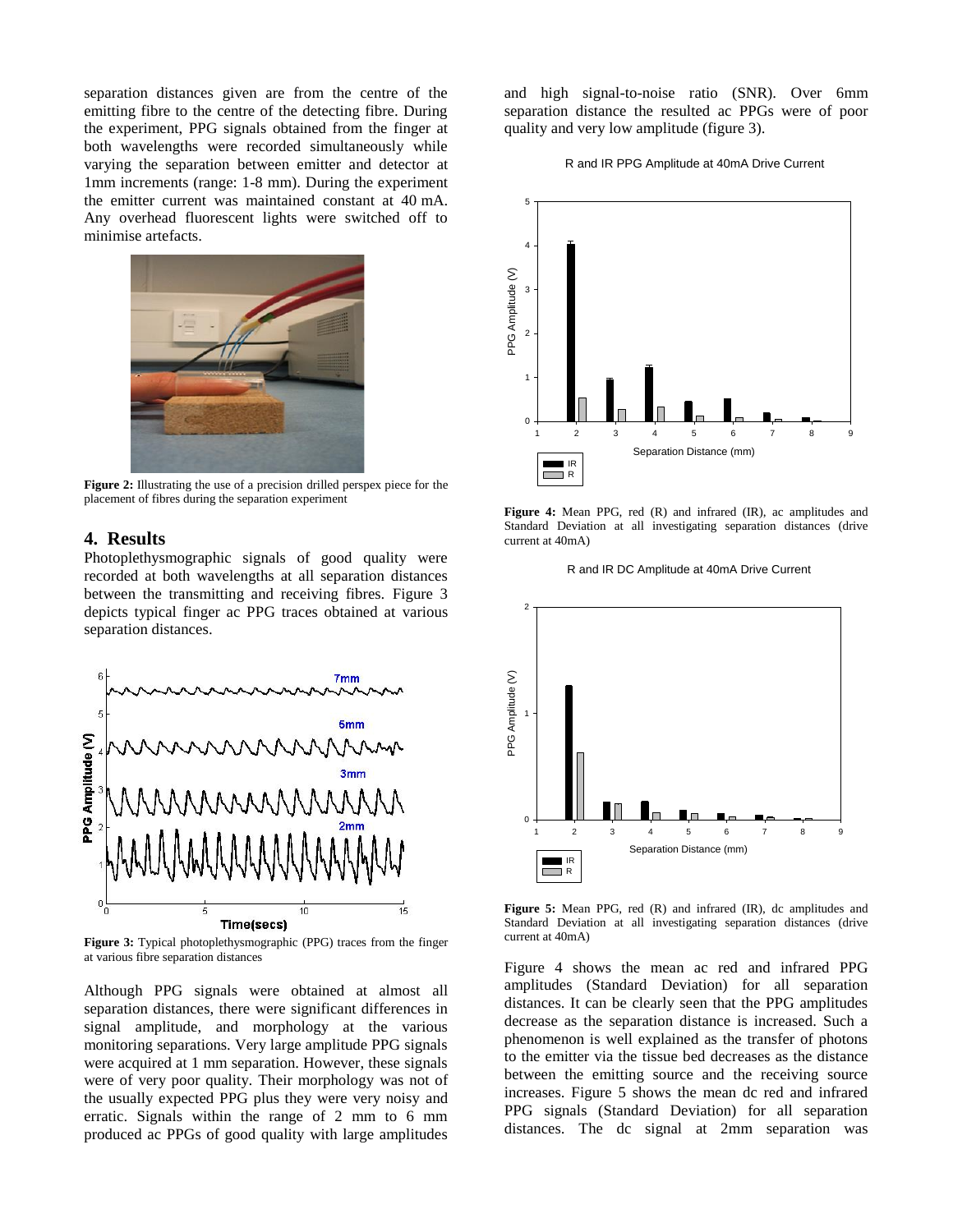separation distances given are from the centre of the emitting fibre to the centre of the detecting fibre. During the experiment, PPG signals obtained from the finger at both wavelengths were recorded simultaneously while varying the separation between emitter and detector at 1mm increments (range: 1-8 mm). During the experiment the emitter current was maintained constant at 40 mA. Any overhead fluorescent lights were switched off to minimise artefacts.

**Figure 2:** Illustrating the use of a precision drilled perspex piece for the placement of fibres during the separation experiment

## 4. Results

Photoplethysmographic signals of good quality were recorded at both wavelengths at all separation distances between the transmitting and receiving fibres. Figure 3 depicts typical finger ac PPG traces obtained at various separation distances.

**Figure 3:** Typical photoplethysmographic (PPG) traces from the finger at various fibre separation distances

Although PPG signals were obtained at almost all separation distances, there were significant differences in signal amplitude, and morphology at the various monitoring separations. Very large amplitude PPG signals were acquired at 1 mm separation. However, these signals were of very poor quality. Their morphology was not of the usually expected PPG plus they were very noisy and erratic. Signals within the range of 2 mm to 6 mm produced ac PPGs of good quality with large amplitudes and high signal-to-noise ratio (SNR). Over 6mm separation distance the resulted ac PPGs were of poor quality and very low amplitude (figure 3).

**Figure 4:** Mean PPG, red (R) and infrared (IR), ac amplitudes and Standard Deviation at all investigating separation distances (drive current at 40mA)

**Figure 5:** Mean PPG, red (R) and infrared (IR), dc amplitudes and Standard Deviation at all investigating separation distances (drive current at 40mA)

Figure 4 shows the mean ac red and infrared PPG amplitudes (Standard Deviation) for all separation distances. It can be clearly seen that the PPG amplitudes decrease as the separation distance is increased. Such a phenomenon is well explained as the transfer of photons to the emitter via the tissue bed decreases as the distance between the emitting source and the receiving source increases. Figure 5 shows the mean dc red and infrared PPG signals (Standard Deviation) for all separation distances. The dc signal at 2mm separation was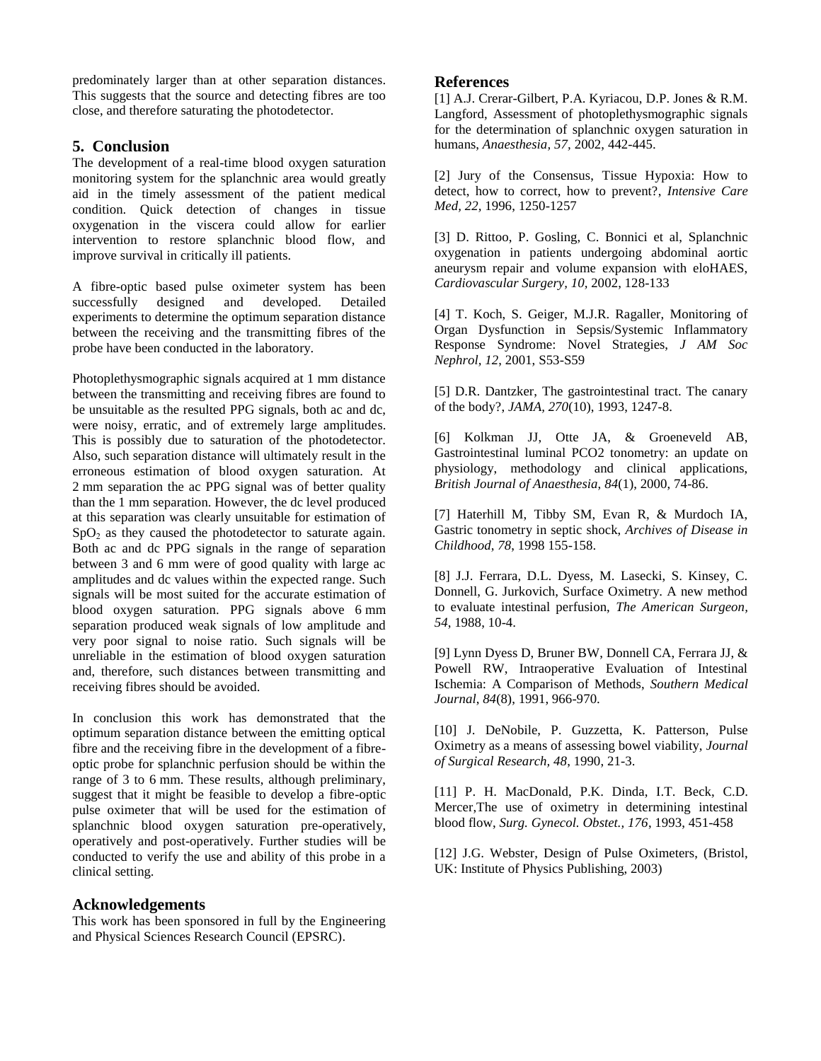predominately larger than at other separation distances. This suggests that the source and detecting fibres are too close, and therefore saturating the photodetector.

## 5. Conclusion

The development of a real-time blood oxygen saturation monitoring system for the splanchnic area would greatly aid in the timely assessment of the patient medical condition. Quick detection of changes in tissue oxygenation in the viscera could allow for earlier intervention to restore splanchnic blood flow, and improve survival in critically ill patients.

A fibre-optic based pulse oximeter system has been successfully designed and developed. Detailed experiments to determine the optimum separation distance between the receiving and the transmitting fibres of the probe have been conducted in the laboratory.

Photoplethysmographic signals acquired at 1 mm distance between the transmitting and receiving fibres are found to be unsuitable as the resulted PPG signals, both ac and dc, were noisy, erratic, and of extremely large amplitudes. This is possibly due to saturation of the photodetector. Also, such separation distance will ultimately result in the erroneous estimation of blood oxygen saturation. At 2 mm separation the ac PPG signal was of better quality than the 1 mm separation. However, the dc level produced at this separation was clearly unsuitable for estimation of $SpO_2$ as they caused the photodetector to saturate again. Both ac and dc PPG signals in the range of separation between 3 and 6 mm were of good quality with large ac amplitudes and dc values within the expected range. Such signals will be most suited for the accurate estimation of blood oxygen saturation. PPG signals above 6 mm separation produced weak signals of low amplitude and very poor signal to noise ratio. Such signals will be unreliable in the estimation of blood oxygen saturation and, therefore, such distances between transmitting and receiving fibres should be avoided.

In conclusion this work has demonstrated that the optimum separation distance between the emitting optical fibre and the receiving fibre in the development of a fibre-optic probe for splanchnic perfusion should be within the range of 3 to 6 mm. These results, although preliminary, suggest that it might be feasible to develop a fibre-optic pulse oximeter that will be used for the estimation of splanchnic blood oxygen saturation pre-operatively, operatively and post-operatively. Further studies will be conducted to verify the use and ability of this probe in a clinical setting.

## Acknowledgements

This work has been sponsored in full by the Engineering and Physical Sciences Research Council (EPSRC).

## References

[1] A.J. Crerar-Gilbert, P.A. Kyriacou, D.P. Jones & R.M. Langford, Assessment of photoplethysmographic signals for the determination of splanchnic oxygen saturation in humans, *Anaesthesia, 57,* 2002, 442-445.

[2] Jury of the Consensus, Tissue Hypoxia: How to detect, how to correct, how to prevent?, *Intensive Care Med, 22,* 1996, 1250-1257

[3] D. Rittoo, P. Gosling, C. Bonnici et al, Splanchnic oxygenation in patients undergoing abdominal aortic aneurysm repair and volume expansion with eloHAES, *Cardiovascular Surgery, 10,* 2002, 128-133

[4] T. Koch, S. Geiger, M.J.R. Ragaller, Monitoring of Organ Dysfunction in Sepsis/Systemic Inflammatory Response Syndrome: Novel Strategies, *J AM Soc Nephrol, 12,* 2001, S53-S59

[5] D.R. Dantzker, The gastrointestinal tract. The canary of the body?, *JAMA, 270*(10), 1993, 1247-8.

[6] Kolkman JJ, Otte JA, & Groeneveld AB, Gastrointestinal luminal PCO2 tonometry: an update on physiology, methodology and clinical applications, *British Journal of Anaesthesia*, *84*(1), 2000, 74-86.

[7] Haterhill M, Tibby SM, Evan R, & Murdoch IA, Gastric tonometry in septic shock, *Archives of Disease in Childhood, 78*, 1998 155-158.

[8] J.J. Ferrara, D.L. Dyess, M. Lasecki, S. Kinsey, C. Donnell, G. Jurkovich, Surface Oximetry. A new method to evaluate intestinal perfusion, *The American Surgeon, 54*, 1988, 10-4.

[9] Lynn Dyess D, Bruner BW, Donnell CA, Ferrara JJ, & Powell RW, Intraoperative Evaluation of Intestinal Ischemia: A Comparison of Methods, *Southern Medical Journal*, *84*(8), 1991, 966-970.

[10] J. DeNobile, P. Guzzetta, K. Patterson, Pulse Oximetry as a means of assessing bowel viability, *Journal of Surgical Research, 48*, 1990, 21-3.

[11] P. H. MacDonald, P.K. Dinda, I.T. Beck, C.D. Mercer,The use of oximetry in determining intestinal blood flow, *Surg. Gynecol. Obstet., 176*, 1993, 451-458

[12] J.G. Webster, Design of Pulse Oximeters, (Bristol, UK: Institute of Physics Publishing, 2003)